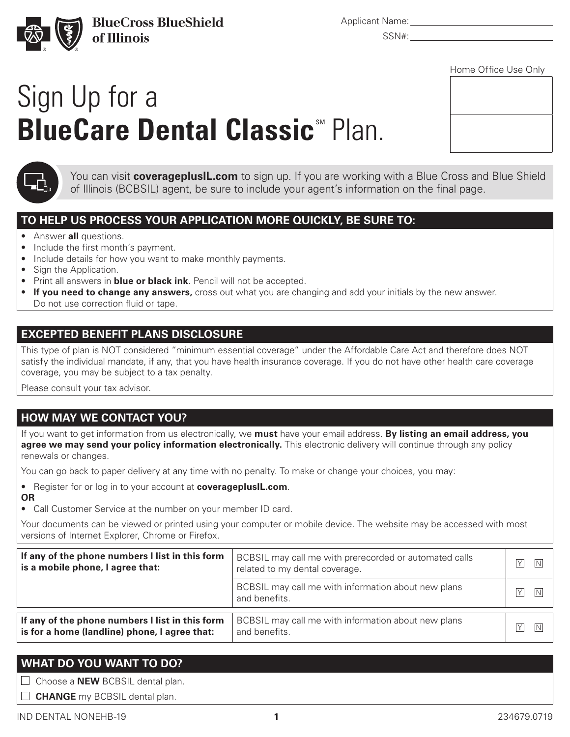BlueCross BlueShield of Illinois

Applicant Name: ____________________

SSN#: ____________________

Home Office Use Only

| |
|---|
| |
| |

# Sign Up for a **BlueCare Dental Classic**℠ Plan.

You can visit **coverageplusIL.com** to sign up. If you are working with a Blue Cross and Blue Shield of Illinois (BCBSIL) agent, be sure to include your agent's information on the final page.

## TO HELP US PROCESS YOUR APPLICATION MORE QUICKLY, BE SURE TO:

- Answer **all** questions.
- Include the first month's payment.
- Include details for how you want to make monthly payments.
- Sign the Application.
- Print all answers in **blue or black ink**. Pencil will not be accepted.
- **If you need to change any answers,** cross out what you are changing and add your initials by the new answer. Do not use correction fluid or tape.

## EXCEPTED BENEFIT PLANS DISCLOSURE

This type of plan is NOT considered "minimum essential coverage" under the Affordable Care Act and therefore does NOT satisfy the individual mandate, if any, that you have health insurance coverage. If you do not have other health care coverage coverage, you may be subject to a tax penalty.

Please consult your tax advisor.

## HOW MAY WE CONTACT YOU?

If you want to get information from us electronically, we **must** have your email address. **By listing an email address, you agree we may send your policy information electronically.** This electronic delivery will continue through any policy renewals or changes.

You can go back to paper delivery at any time with no penalty. To make or change your choices, you may:

- Register for or log in to your account at **coverageplusIL.com**.

**OR**

- Call Customer Service at the number on your member ID card.

Your documents can be viewed or printed using your computer or mobile device. The website may be accessed with most versions of Internet Explorer, Chrome or Firefox.

| | | |
|---|---|---|
| **If any of the phone numbers I list in this form is a mobile phone, I agree that:** | BCBSIL may call me with prerecorded or automated calls related to my dental coverage. | Y N |
| | BCBSIL may call me with information about new plans and benefits. | Y N |

| | | |
|---|---|---|
| **If any of the phone numbers I list in this form is for a home (landline) phone, I agree that:** | BCBSIL may call me with information about new plans and benefits. | Y N |

## WHAT DO YOU WANT TO DO?

- ☐ Choose a **NEW** BCBSIL dental plan.
- ☐ **CHANGE** my BCBSIL dental plan.

IND DENTAL NONEHB-19 234679.0719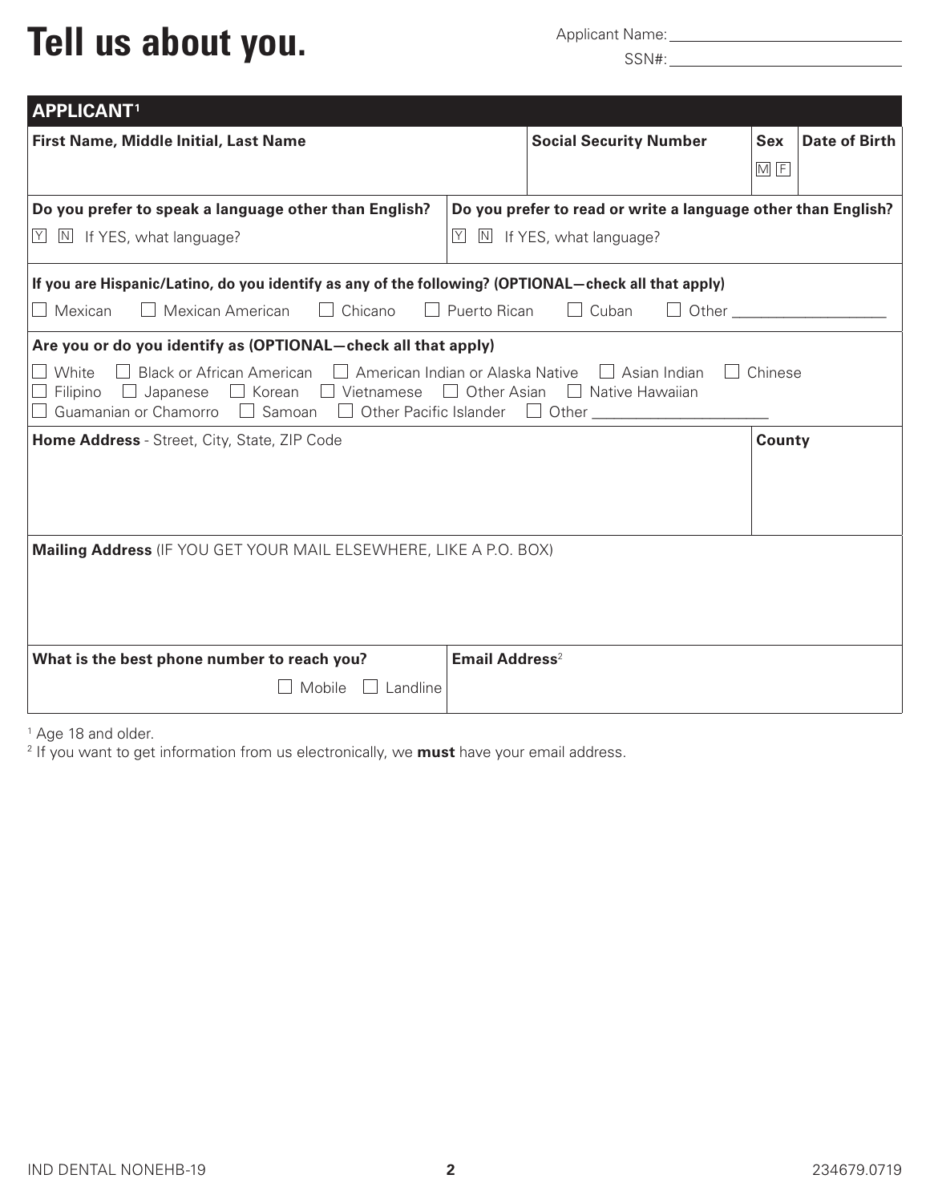# Tell us about you.

Applicant Name: ______________________________

SSN#: ______________________________

## APPLICANT[1]

| First Name, Middle Initial, Last Name | Social Security Number | Sex | Date of Birth |
|---|---|---|---|
| | | M F | |

| Do you prefer to speak a language other than English? | Do you prefer to read or write a language other than English? |
|---|---|
| Y N If YES, what language? | Y N If YES, what language? |

**If you are Hispanic/Latino, do you identify as any of the following? (OPTIONAL—check all that apply)**

☐ Mexican ☐ Mexican American ☐ Chicano ☐ Puerto Rican ☐ Cuban ☐ Other ____________________

**Are you or do you identify as (OPTIONAL—check all that apply)**

☐ White ☐ Black or African American ☐ American Indian or Alaska Native ☐ Asian Indian ☐ Chinese
☐ Filipino ☐ Japanese ☐ Korean ☐ Vietnamese ☐ Other Asian ☐ Native Hawaiian
☐ Guamanian or Chamorro ☐ Samoan ☐ Other Pacific Islander ☐ Other ______________________

| Home Address - Street, City, State, ZIP Code | County |
|---|---|
| | |

**Mailing Address** (IF YOU GET YOUR MAIL ELSEWHERE, LIKE A P.O. BOX)

| What is the best phone number to reach you? | Email Address[2] |
|---|---|
| ☐ Mobile ☐ Landline | |

[1] Age 18 and older.

[2] If you want to get information from us electronically, we **must** have your email address.

IND DENTAL NONEHB-19 234679.0719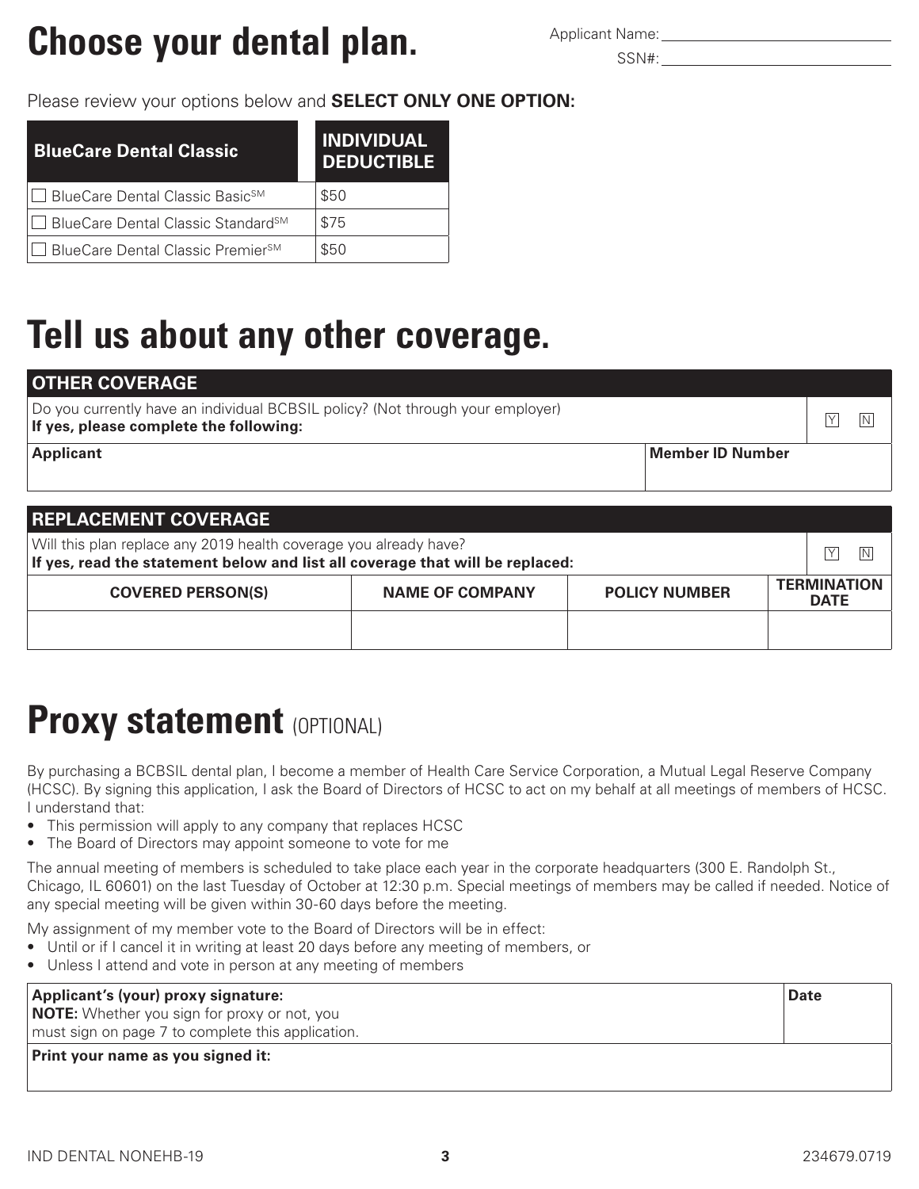# Choose your dental plan.

Applicant Name: ______________________

SSN#: ______________________

Please review your options below and **SELECT ONLY ONE OPTION:**

| BlueCare Dental Classic | INDIVIDUAL DEDUCTIBLE |
|---|---|
| ☐ BlueCare Dental Classic Basic℠ | $50 |
| ☐ BlueCare Dental Classic Standard℠ | $75 |
| ☐ BlueCare Dental Classic Premier℠ | $50 |

# Tell us about any other coverage.

| OTHER COVERAGE | | |
|---|---|---|
| Do you currently have an individual BCBSIL policy? (Not through your employer)<br>**If yes, please complete the following:** | | Y N |
| **Applicant** | **Member ID Number** | |
| | | |

| REPLACEMENT COVERAGE | | | |
|---|---|---|---|
| Will this plan replace any 2019 health coverage you already have?<br>**If yes, read the statement below and list all coverage that will be replaced:** | | | Y N |
| **COVERED PERSON(S)** | **NAME OF COMPANY** | **POLICY NUMBER** | **TERMINATION DATE** |
| | | | |

# Proxy statement (OPTIONAL)

By purchasing a BCBSIL dental plan, I become a member of Health Care Service Corporation, a Mutual Legal Reserve Company (HCSC). By signing this application, I ask the Board of Directors of HCSC to act on my behalf at all meetings of members of HCSC. I understand that:

- This permission will apply to any company that replaces HCSC
- The Board of Directors may appoint someone to vote for me

The annual meeting of members is scheduled to take place each year in the corporate headquarters (300 E. Randolph St., Chicago, IL 60601) on the last Tuesday of October at 12:30 p.m. Special meetings of members may be called if needed. Notice of any special meeting will be given within 30-60 days before the meeting.

My assignment of my member vote to the Board of Directors will be in effect:

- Until or if I cancel it in writing at least 20 days before any meeting of members, or
- Unless I attend and vote in person at any meeting of members

| Applicant's (your) proxy signature:<br>**NOTE:** Whether you sign for proxy or not, you must sign on page 7 to complete this application. | Date |
|---|---|
| **Print your name as you signed it:** | |

IND DENTAL NONEHB-19 234679.0719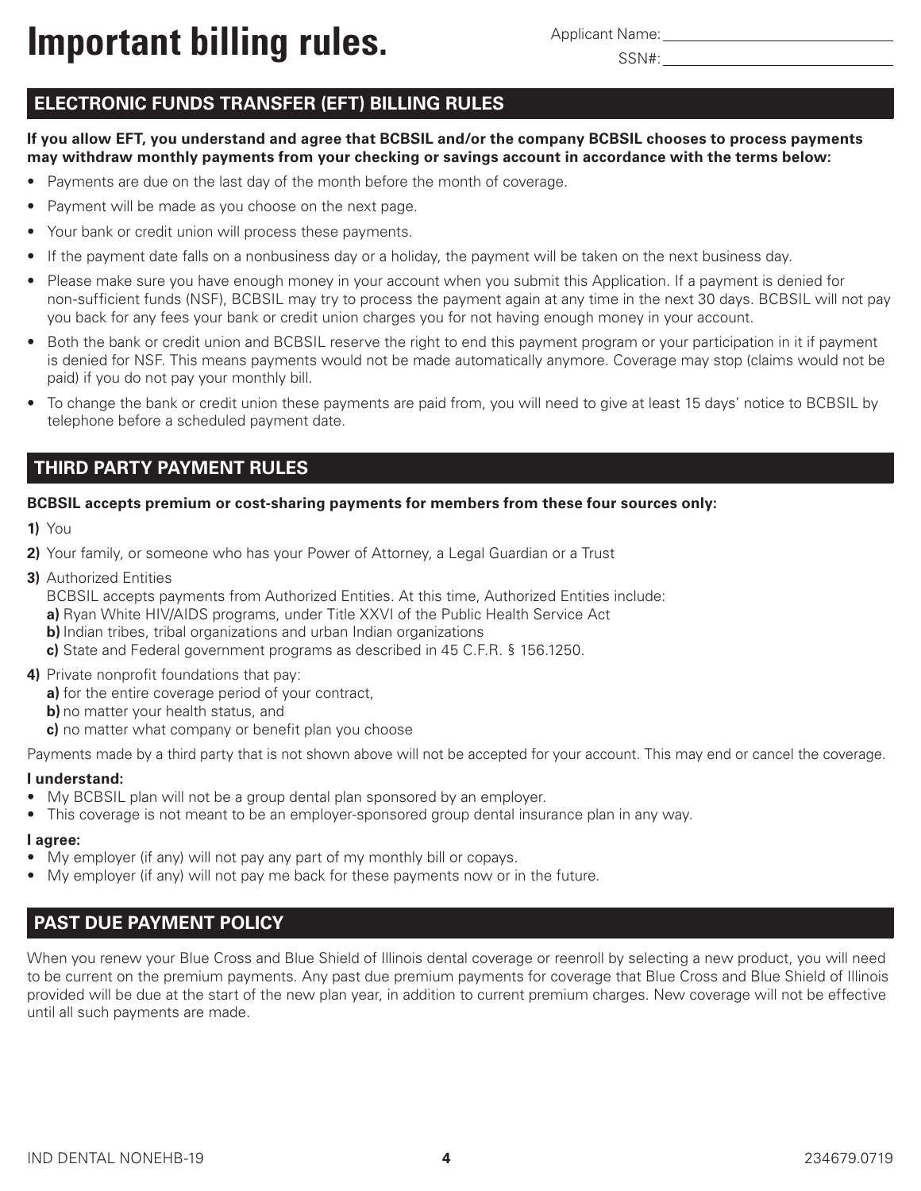# Important billing rules.

Applicant Name: ______________________

SSN#: ______________________

## ELECTRONIC FUNDS TRANSFER (EFT) BILLING RULES

**If you allow EFT, you understand and agree that BCBSIL and/or the company BCBSIL chooses to process payments may withdraw monthly payments from your checking or savings account in accordance with the terms below:**

- Payments are due on the last day of the month before the month of coverage.
- Payment will be made as you choose on the next page.
- Your bank or credit union will process these payments.
- If the payment date falls on a nonbusiness day or a holiday, the payment will be taken on the next business day.
- Please make sure you have enough money in your account when you submit this Application. If a payment is denied for non-sufficient funds (NSF), BCBSIL may try to process the payment again at any time in the next 30 days. BCBSIL will not pay you back for any fees your bank or credit union charges you for not having enough money in your account.
- Both the bank or credit union and BCBSIL reserve the right to end this payment program or your participation in it if payment is denied for NSF. This means payments would not be made automatically anymore. Coverage may stop (claims would not be paid) if you do not pay your monthly bill.
- To change the bank or credit union these payments are paid from, you will need to give at least 15 days' notice to BCBSIL by telephone before a scheduled payment date.

## THIRD PARTY PAYMENT RULES

**BCBSIL accepts premium or cost-sharing payments for members from these four sources only:**

**1)** You

**2)** Your family, or someone who has your Power of Attorney, a Legal Guardian or a Trust

**3)** Authorized Entities
BCBSIL accepts payments from Authorized Entities. At this time, Authorized Entities include:
**a)** Ryan White HIV/AIDS programs, under Title XXVI of the Public Health Service Act
**b)** Indian tribes, tribal organizations and urban Indian organizations
**c)** State and Federal government programs as described in 45 C.F.R. § 156.1250.

**4)** Private nonprofit foundations that pay:
**a)** for the entire coverage period of your contract,
**b)** no matter your health status, and
**c)** no matter what company or benefit plan you choose

Payments made by a third party is not shown above will not be accepted for your account. This may end or cancel the coverage.

**I understand:**

- My BCBSIL plan will not be a group dental plan sponsored by an employer.
- This coverage is not meant to be an employer-sponsored group dental insurance plan in any way.

**I agree:**

- My employer (if any) will not pay any part of my monthly bill or copays.
- My employer (if any) will not pay me back for these payments now or in the future.

## PAST DUE PAYMENT POLICY

When you renew your Blue Cross and Blue Shield of Illinois dental coverage or reenroll by selecting a new product, you will need to be current on the premium payments. Any past due premium payments for coverage that Blue Cross and Blue Shield of Illinois provided will be due at the start of the new plan year, in addition to current premium charges. New coverage will not be effective until all such payments are made.

IND DENTAL NONEHB-19 234679.0719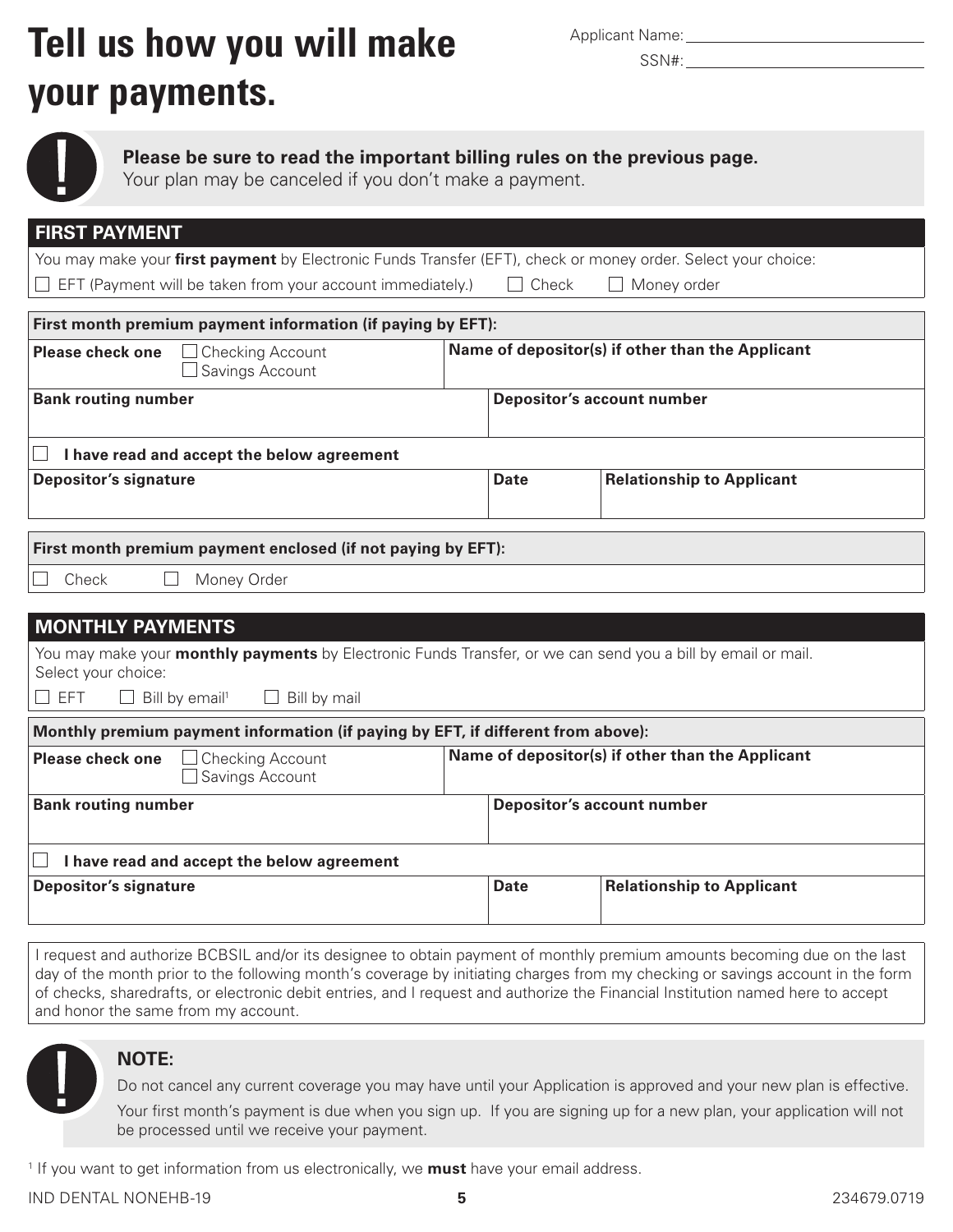# Tell us how you will make your payments.

Applicant Name: ______________________

SSN#: ______________________

**Please be sure to read the important billing rules on the previous page.**
Your plan may be canceled if you don't make a payment.

## FIRST PAYMENT

You may make your **first payment** by Electronic Funds Transfer (EFT), check or money order. Select your choice:

☐ EFT (Payment will be taken from your account immediately.) ☐ Check ☐ Money order

**First month premium payment information (if paying by EFT):**

| **Please check one** ☐ Checking Account ☐ Savings Account | **Name of depositor(s) if other than the Applicant** | |
|---|---|---|
| **Bank routing number** | **Depositor's account number** | |
| ☐ **I have read and accept the below agreement** | | |
| **Depositor's signature** | **Date** | **Relationship to Applicant** |

**First month premium payment enclosed (if not paying by EFT):**

☐ Check ☐ Money Order

## MONTHLY PAYMENTS

You may make your **monthly payments** by Electronic Funds Transfer, or we can send you a bill by email or mail. Select your choice:

☐ EFT ☐ Bill by email[1] ☐ Bill by mail

**Monthly premium payment information (if paying by EFT, if different from above):**

| **Please check one** ☐ Checking Account ☐ Savings Account | **Name of depositor(s) if other than the Applicant** | |
|---|---|---|
| **Bank routing number** | **Depositor's account number** | |
| ☐ **I have read and accept the below agreement** | | |
| **Depositor's signature** | **Date** | **Relationship to Applicant** |

I request and authorize BCBSIL and/or its designee to obtain payment of monthly premium amounts becoming due on the last day of the month prior to the following month's coverage by initiating charges from my checking or savings account in the form of checks, sharedrafts, or electronic debit entries, and I request and authorize the Financial Institution named here to accept and honor the same from my account.

**NOTE:**

Do not cancel any current coverage you may have until your Application is approved and your new plan is effective.

Your first month's payment is due when you sign up. If you are signing up for a new plan, your application will not be processed until we receive your payment.

[1] If you want to get information from us electronically, we **must** have your email address.

IND DENTAL NONEHB-19 234679.0719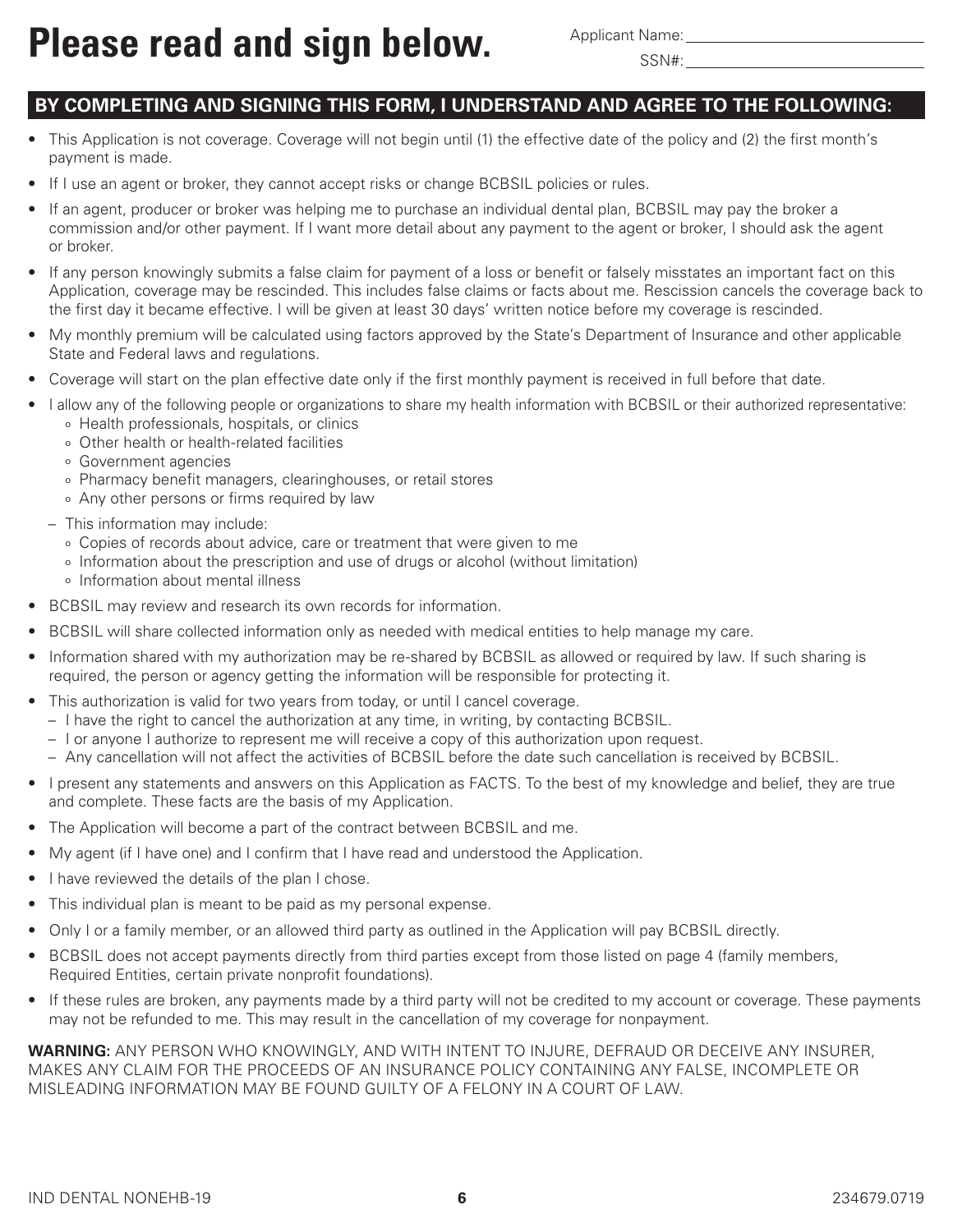# Please read and sign below.

Applicant Name: \_\_\_\_\_\_\_\_\_\_\_\_\_\_\_\_\_\_\_\_\_\_\_\_\_\_\_\_

SSN#: \_\_\_\_\_\_\_\_\_\_\_\_\_\_\_\_\_\_\_\_\_\_\_\_\_\_\_\_

## BY COMPLETING AND SIGNING THIS FORM, I UNDERSTAND AND AGREE TO THE FOLLOWING:

- This Application is not coverage. Coverage will not begin until (1) the effective date of the policy and (2) the first month's payment is made.
- If I use an agent or broker, they cannot accept risks or change BCBSIL policies or rules.
- If an agent, producer or broker was helping me to purchase an individual dental plan, BCBSIL may pay the broker a commission and/or other payment. If I want more detail about any payment to the agent or broker, I should ask the agent or broker.
- If any person knowingly submits a false claim for payment of a loss or benefit or falsely misstates an important fact on this Application, coverage may be rescinded. This includes false claims or facts about me. Rescission cancels the coverage back to the first day it became effective. I will be given at least 30 days' written notice before my coverage is rescinded.
- My monthly premium will be calculated using factors approved by the State's Department of Insurance and other applicable State and Federal laws and regulations.
- Coverage will start on the plan effective date only if the first monthly payment is received in full before that date.
- I allow any of the following people or organizations to share my health information with BCBSIL or their authorized representative:
  - Health professionals, hospitals, or clinics
  - Other health or health-related facilities
  - Government agencies
  - Pharmacy benefit managers, clearinghouses, or retail stores
  - Any other persons or firms required by law
  - This information may include:
    - Copies of records about advice, care or treatment that were given to me
    - Information about the prescription and use of drugs or alcohol (without limitation)
    - Information about mental illness
- BCBSIL may review and research its own records for information.
- BCBSIL will share collected information only as needed with medical entities to help manage my care.
- Information shared with my authorization may be re-shared by BCBSIL as allowed or required by law. If such sharing is required, the person or agency getting the information will be responsible for protecting it.
- This authorization is valid for two years from today, or until I cancel coverage.
  - I have the right to cancel the authorization at any time, in writing, by contacting BCBSIL.
  - I or anyone I authorize to represent me will receive a copy of this authorization upon request.
  - Any cancellation will not affect the activities of BCBSIL before the date such cancellation is received by BCBSIL.
- I present any statements and answers on this Application as FACTS. To the best of my knowledge and belief, they are true and complete. These facts are the basis of my Application.
- The Application will become a part of the contract between BCBSIL and me.
- My agent (if I have one) and I confirm that I have read and understood the Application.
- I have reviewed the details of the plan I chose.
- This individual plan is meant to be paid as my personal expense.
- Only I or a family member, or an allowed third party as outlined in the Application will pay BCBSIL directly.
- BCBSIL does not accept payments directly from third parties except from those listed on page 4 (family members, Required Entities, certain private nonprofit foundations).
- If these rules are broken, any payments made by a third party will not be credited to my account or coverage. These payments may not be refunded to me. This may result in the cancellation of my coverage for nonpayment.

**WARNING:** ANY PERSON WHO KNOWINGLY, AND WITH INTENT TO INJURE, DEFRAUD OR DECEIVE ANY INSURER, MAKES ANY CLAIM FOR THE PROCEEDS OF AN INSURANCE POLICY CONTAINING ANY FALSE, INCOMPLETE OR MISLEADING INFORMATION MAY BE FOUND GUILTY OF A FELONY IN A COURT OF LAW.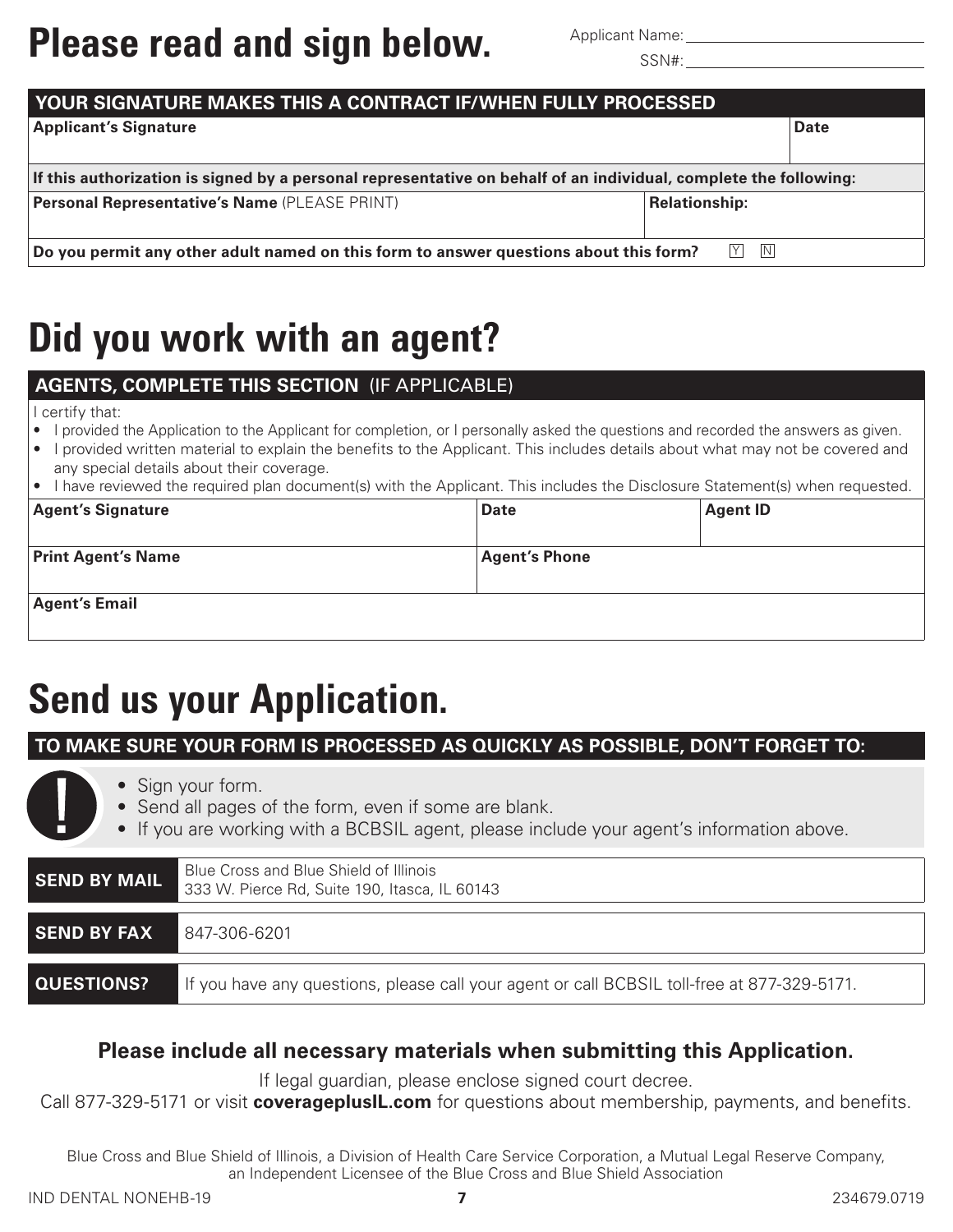# Please read and sign below.

Applicant Name: ______________________

SSN#: ______________________

| YOUR SIGNATURE MAKES THIS A CONTRACT IF/WHEN FULLY PROCESSED | |
|---|---|
| **Applicant's Signature** | **Date** |
| **If this authorization is signed by a personal representative on behalf of an individual, complete the following:** | |
| **Personal Representative's Name** (PLEASE PRINT) | **Relationship:** |
| **Do you permit any other adult named on this form to answer questions about this form?** Y N | |

# Did you work with an agent?

**AGENTS, COMPLETE THIS SECTION** (IF APPLICABLE)

I certify that:

- I provided the Application to the Applicant for completion, or I personally asked the questions and recorded the answers as given.
- I provided written material to explain the benefits to the Applicant. This includes details about what may not be covered and any special details about their coverage.
- I have reviewed the required plan document(s) with the Applicant. This includes the Disclosure Statement(s) when requested.

| | | |
|---|---|---|
| **Agent's Signature** | **Date** | **Agent ID** |
| **Print Agent's Name** | **Agent's Phone** | |
| **Agent's Email** | | |

# Send us your Application.

**TO MAKE SURE YOUR FORM IS PROCESSED AS QUICKLY AS POSSIBLE, DON'T FORGET TO:**

- Sign your form.
- Send all pages of the form, even if some are blank.
- If you are working with a BCBSIL agent, please include your agent's information above.

| | |
|---|---|
| **SEND BY MAIL** | Blue Cross and Blue Shield of Illinois<br>333 W. Pierce Rd, Suite 190, Itasca, IL 60143 |
| **SEND BY FAX** | 847-306-6201 |
| **QUESTIONS?** | If you have any questions, please call your agent or call BCBSIL toll-free at 877-329-5171. |

**Please include all necessary materials when submitting this Application.**

If legal guardian, please enclose signed court decree.

Call 877-329-5171 or visit **coverageplusIL.com** for questions about membership, payments, and benefits.

Blue Cross and Blue Shield of Illinois, a Division of Health Care Service Corporation, a Mutual Legal Reserve Company, an Independent Licensee of the Blue Cross and Blue Shield Association

IND DENTAL NONEHB-19 234679.0719